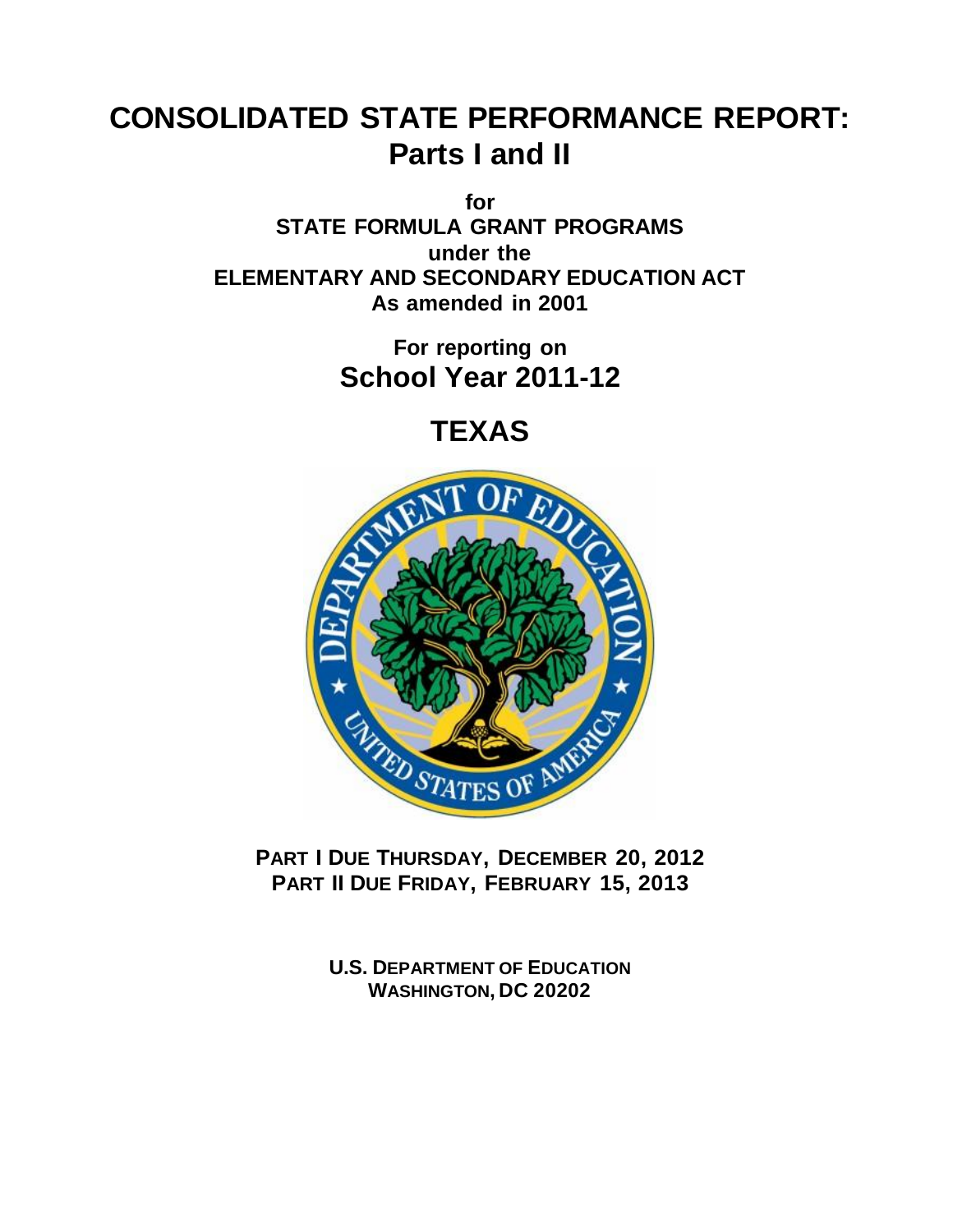# CONSOLIDATED STATE PERFORMANCE REPORT: Parts I and II

**for**
**STATE FORMULA GRANT PROGRAMS**
**under the**
**ELEMENTARY AND SECONDARY EDUCATION ACT**
**As amended in 2001**

**For reporting on**
## School Year 2011-12

## TEXAS

**PART I DUE THURSDAY, DECEMBER 20, 2012**
**PART II DUE FRIDAY, FEBRUARY 15, 2013**

**U.S. DEPARTMENT OF EDUCATION**
**WASHINGTON, DC 20202**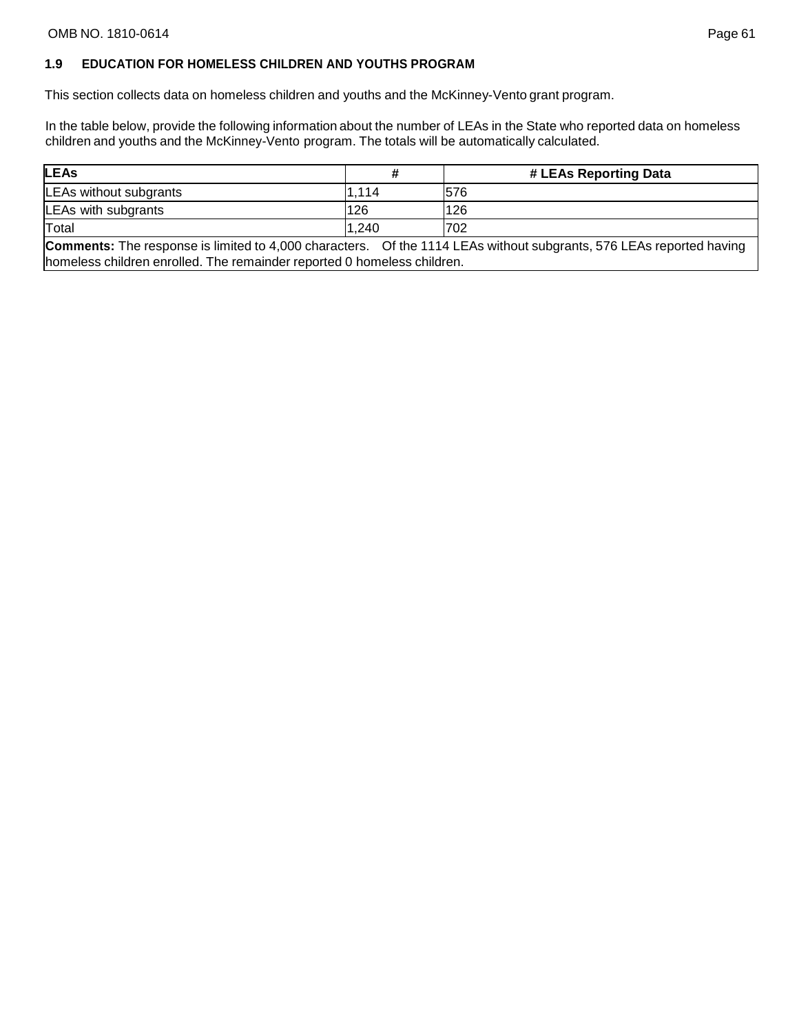### 1.9 EDUCATION FOR HOMELESS CHILDREN AND YOUTHS PROGRAM

This section collects data on homeless children and youths and the McKinney-Vento grant program.

In the table below, provide the following information about the number of LEAs in the State who reported data on homeless children and youths and the McKinney-Vento program. The totals will be automatically calculated.

| LEAs | # | # LEAs Reporting Data |
|---|---|---|
| LEAs without subgrants | 1,114 | 576 |
| LEAs with subgrants | 126 | 126 |
| Total | 1,240 | 702 |

**Comments:** The response is limited to 4,000 characters. Of the 1114 LEAs without subgrants, 576 LEAs reported having homeless children enrolled. The remainder reported 0 homeless children.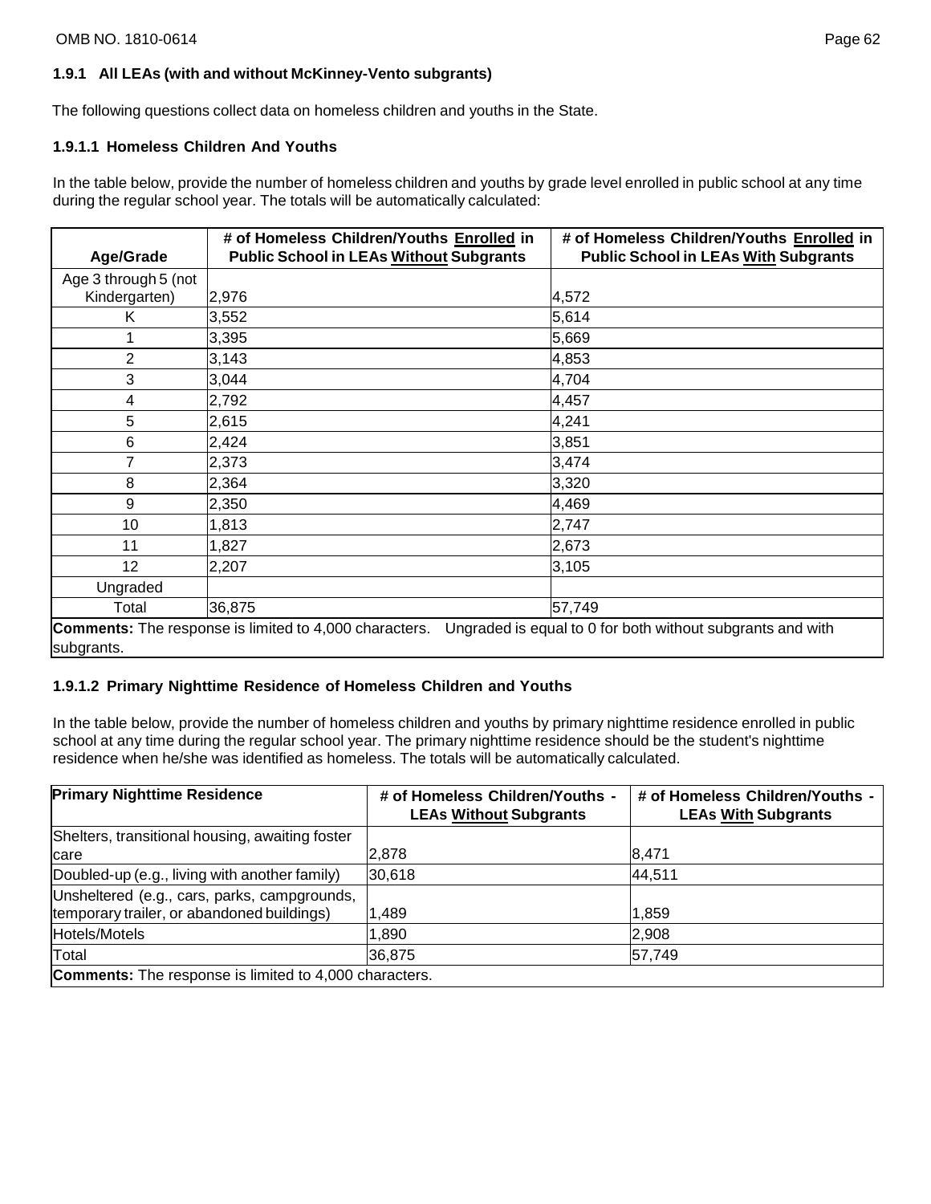### 1.9.1 All LEAs (with and without McKinney-Vento subgrants)

The following questions collect data on homeless children and youths in the State.

#### 1.9.1.1 Homeless Children And Youths

In the table below, provide the number of homeless children and youths by grade level enrolled in public school at any time during the regular school year. The totals will be automatically calculated:

| Age/Grade | # of Homeless Children/Youths **Enrolled** in Public School in LEAs **Without** Subgrants | # of Homeless Children/Youths **Enrolled** in Public School in LEAs **With** Subgrants |
|---|---|---|
| Age 3 through 5 (not Kindergarten) | 2,976 | 4,572 |
| K | 3,552 | 5,614 |
| 1 | 3,395 | 5,669 |
| 2 | 3,143 | 4,853 |
| 3 | 3,044 | 4,704 |
| 4 | 2,792 | 4,457 |
| 5 | 2,615 | 4,241 |
| 6 | 2,424 | 3,851 |
| 7 | 2,373 | 3,474 |
| 8 | 2,364 | 3,320 |
| 9 | 2,350 | 4,469 |
| 10 | 1,813 | 2,747 |
| 11 | 1,827 | 2,673 |
| 12 | 2,207 | 3,105 |
| Ungraded | | |
| Total | 36,875 | 57,749 |

**Comments:** The response is limited to 4,000 characters. Ungraded is equal to 0 for both without subgrants and with subgrants.

#### 1.9.1.2 Primary Nighttime Residence of Homeless Children and Youths

In the table below, provide the number of homeless children and youths by primary nighttime residence enrolled in public school at any time during the regular school year. The primary nighttime residence should be the student's nighttime residence when he/she was identified as homeless. The totals will be automatically calculated.

| Primary Nighttime Residence | # of Homeless Children/Youths - LEAs **Without** Subgrants | # of Homeless Children/Youths - LEAs **With** Subgrants |
|---|---|---|
| Shelters, transitional housing, awaiting foster care | 2,878 | 8,471 |
| Doubled-up (e.g., living with another family) | 30,618 | 44,511 |
| Unsheltered (e.g., cars, parks, campgrounds, temporary trailer, or abandoned buildings) | 1,489 | 1,859 |
| Hotels/Motels | 1,890 | 2,908 |
| Total | 36,875 | 57,749 |

**Comments:** The response is limited to 4,000 characters.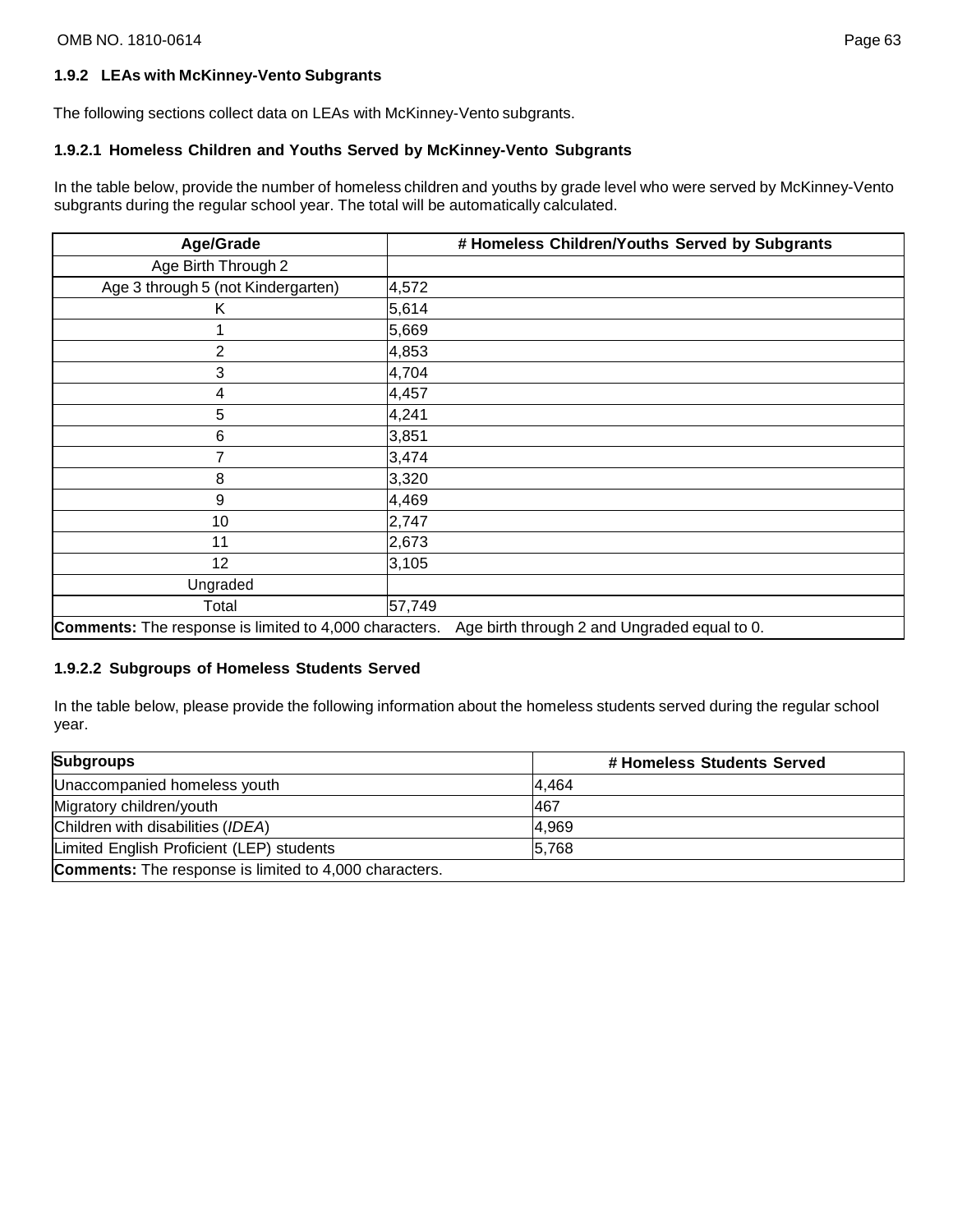### 1.9.2 LEAs with McKinney-Vento Subgrants

The following sections collect data on LEAs with McKinney-Vento subgrants.

#### 1.9.2.1 Homeless Children and Youths Served by McKinney-Vento Subgrants

In the table below, provide the number of homeless children and youths by grade level who were served by McKinney-Vento subgrants during the regular school year. The total will be automatically calculated.

| Age/Grade | # Homeless Children/Youths Served by Subgrants |
|---|---|
| Age Birth Through 2 | |
| Age 3 through 5 (not Kindergarten) | 4,572 |
| K | 5,614 |
| 1 | 5,669 |
| 2 | 4,853 |
| 3 | 4,704 |
| 4 | 4,457 |
| 5 | 4,241 |
| 6 | 3,851 |
| 7 | 3,474 |
| 8 | 3,320 |
| 9 | 4,469 |
| 10 | 2,747 |
| 11 | 2,673 |
| 12 | 3,105 |
| Ungraded | |
| Total | 57,749 |
| **Comments:** The response is limited to 4,000 characters. Age birth through 2 and Ungraded equal to 0. | |

#### 1.9.2.2 Subgroups of Homeless Students Served

In the table below, please provide the following information about the homeless students served during the regular school year.

| Subgroups | # Homeless Students Served |
|---|---|
| Unaccompanied homeless youth | 4,464 |
| Migratory children/youth | 467 |
| Children with disabilities (*IDEA*) | 4,969 |
| Limited English Proficient (LEP) students | 5,768 |
| **Comments:** The response is limited to 4,000 characters. | |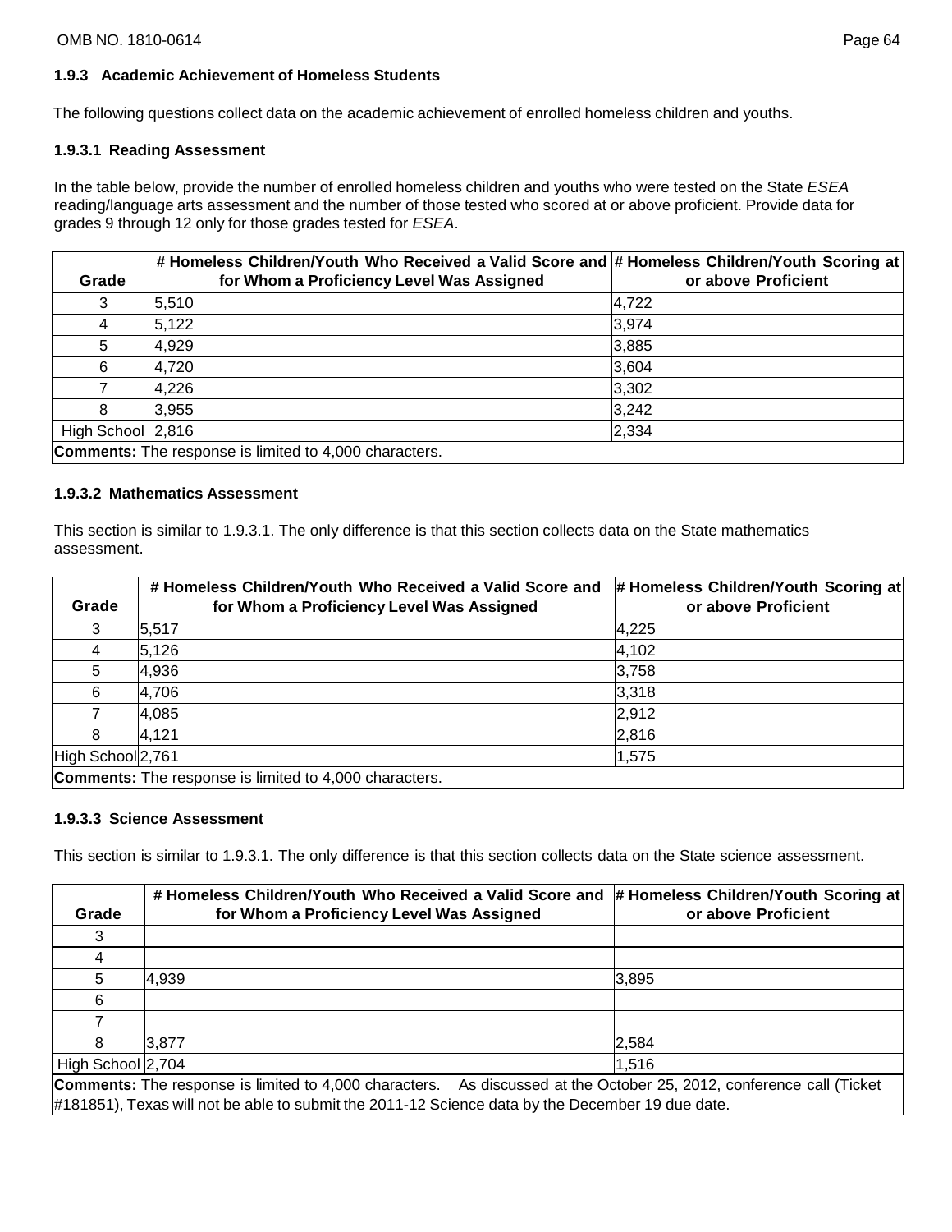### 1.9.3 Academic Achievement of Homeless Students

The following questions collect data on the academic achievement of enrolled homeless children and youths.

#### 1.9.3.1 Reading Assessment

In the table below, provide the number of enrolled homeless children and youths who were tested on the State *ESEA* reading/language arts assessment and the number of those tested who scored at or above proficient. Provide data for grades 9 through 12 only for those grades tested for *ESEA*.

| Grade | # Homeless Children/Youth Who Received a Valid Score and for Whom a Proficiency Level Was Assigned | # Homeless Children/Youth Scoring at or above Proficient |
|---|---|---|
| 3 | 5,510 | 4,722 |
| 4 | 5,122 | 3,974 |
| 5 | 4,929 | 3,885 |
| 6 | 4,720 | 3,604 |
| 7 | 4,226 | 3,302 |
| 8 | 3,955 | 3,242 |
| High School | 2,816 | 2,334 |
| **Comments:** The response is limited to 4,000 characters. | | |

#### 1.9.3.2 Mathematics Assessment

This section is similar to 1.9.3.1. The only difference is that this section collects data on the State mathematics assessment.

| Grade | # Homeless Children/Youth Who Received a Valid Score and for Whom a Proficiency Level Was Assigned | # Homeless Children/Youth Scoring at or above Proficient |
|---|---|---|
| 3 | 5,517 | 4,225 |
| 4 | 5,126 | 4,102 |
| 5 | 4,936 | 3,758 |
| 6 | 4,706 | 3,318 |
| 7 | 4,085 | 2,912 |
| 8 | 4,121 | 2,816 |
| High School | 2,761 | 1,575 |
| **Comments:** The response is limited to 4,000 characters. | | |

#### 1.9.3.3 Science Assessment

This section is similar to 1.9.3.1. The only difference is that this section collects data on the State science assessment.

| Grade | # Homeless Children/Youth Who Received a Valid Score and for Whom a Proficiency Level Was Assigned | # Homeless Children/Youth Scoring at or above Proficient |
|---|---|---|
| 3 | | |
| 4 | | |
| 5 | 4,939 | 3,895 |
| 6 | | |
| 7 | | |
| 8 | 3,877 | 2,584 |
| High School | 2,704 | 1,516 |
| **Comments:** The response is limited to 4,000 characters. As discussed at the October 25, 2012, conference call (Ticket #181851), Texas will not be able to submit the 2011-12 Science data by the December 19 due date. | | |